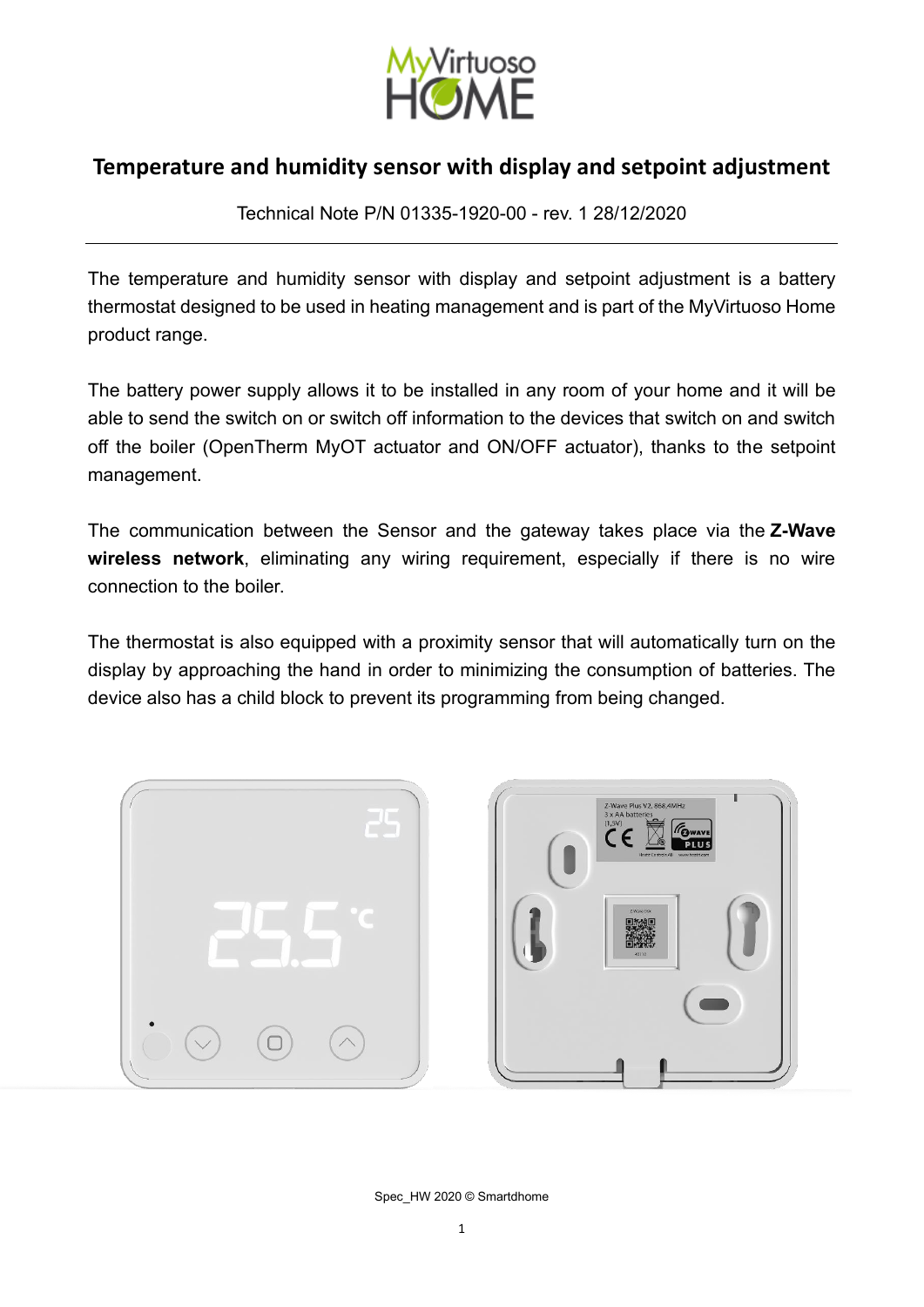# Temperature and humidity sensor with display and setpoint adjustment

Technical Note P/N 01335-1920-00 - rev. 1 28/12/2020

---

The temperature and humidity sensor with display and setpoint adjustment is a battery thermostat designed to be used in heating management and is part of the MyVirtuoso Home product range.

The battery power supply allows it to be installed in any room of your home and it will be able to send the switch on or switch off information to the devices that switch on and switch off the boiler (OpenTherm MyOT actuator and ON/OFF actuator), thanks to the setpoint management.

The communication between the Sensor and the gateway takes place via the **Z-Wave wireless network**, eliminating any wiring requirement, especially if there is no wire connection to the boiler.

The thermostat is also equipped with a proximity sensor that will automatically turn on the display by approaching the hand in order to minimizing the consumption of batteries. The device also has a child block to prevent its programming from being changed.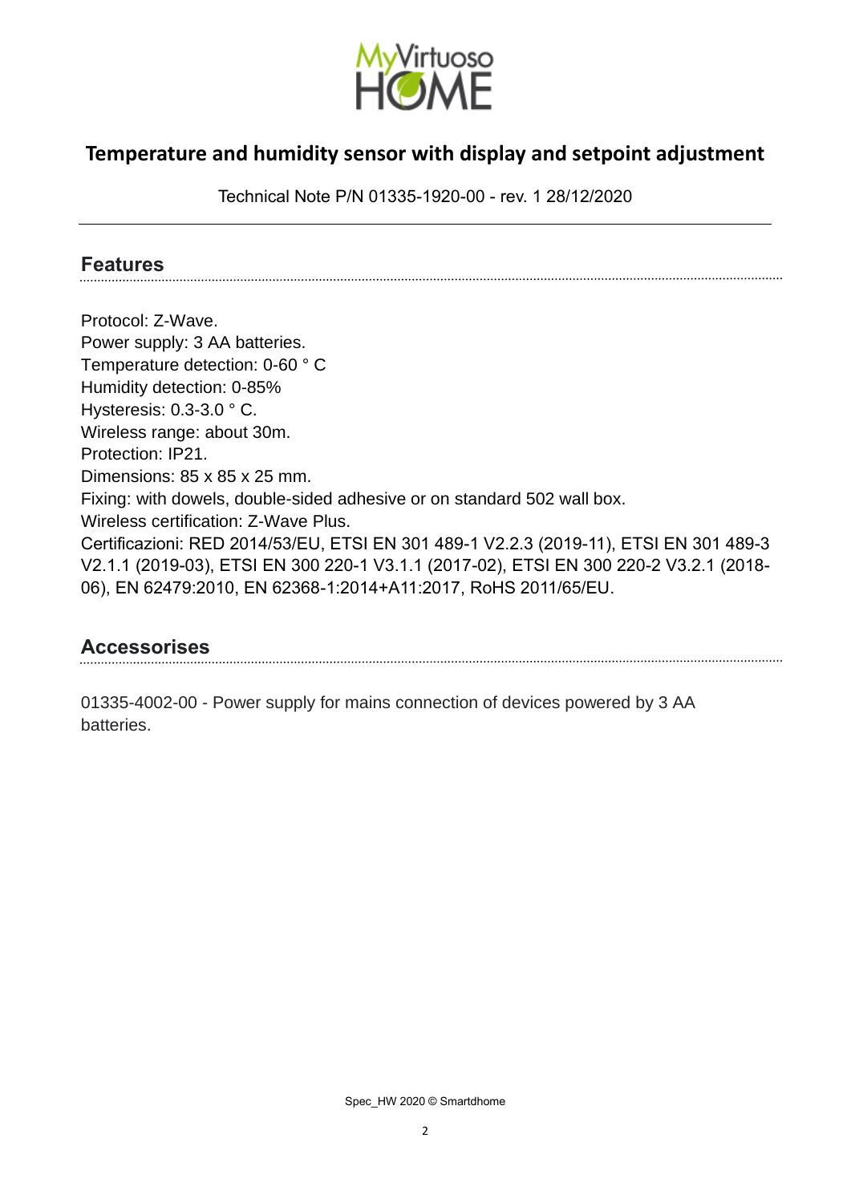# Temperature and humidity sensor with display and setpoint adjustment

Technical Note P/N 01335-1920-00 - rev. 1 28/12/2020

## Features

Protocol: Z-Wave.
Power supply: 3 AA batteries.
Temperature detection: 0-60 ° C
Humidity detection: 0-85%
Hysteresis: 0.3-3.0 ° C.
Wireless range: about 30m.
Protection: IP21.
Dimensions: 85 x 85 x 25 mm.
Fixing: with dowels, double-sided adhesive or on standard 502 wall box.
Wireless certification: Z-Wave Plus.
Certificazioni: RED 2014/53/EU, ETSI EN 301 489-1 V2.2.3 (2019-11), ETSI EN 301 489-3 V2.1.1 (2019-03), ETSI EN 300 220-1 V3.1.1 (2017-02), ETSI EN 300 220-2 V3.2.1 (2018-06), EN 62479:2010, EN 62368-1:2014+A11:2017, RoHS 2011/65/EU.

## Accessorises

01335-4002-00 - Power supply for mains connection of devices powered by 3 AA batteries.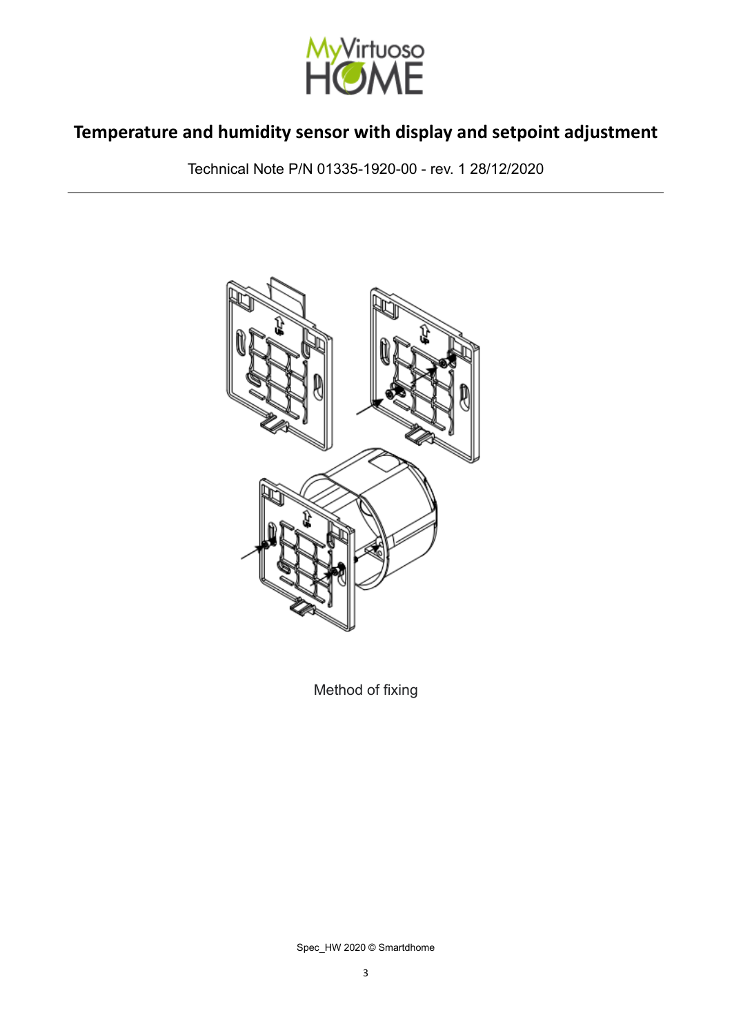# Temperature and humidity sensor with display and setpoint adjustment

Technical Note P/N 01335-1920-00 - rev. 1 28/12/2020

Method of fixing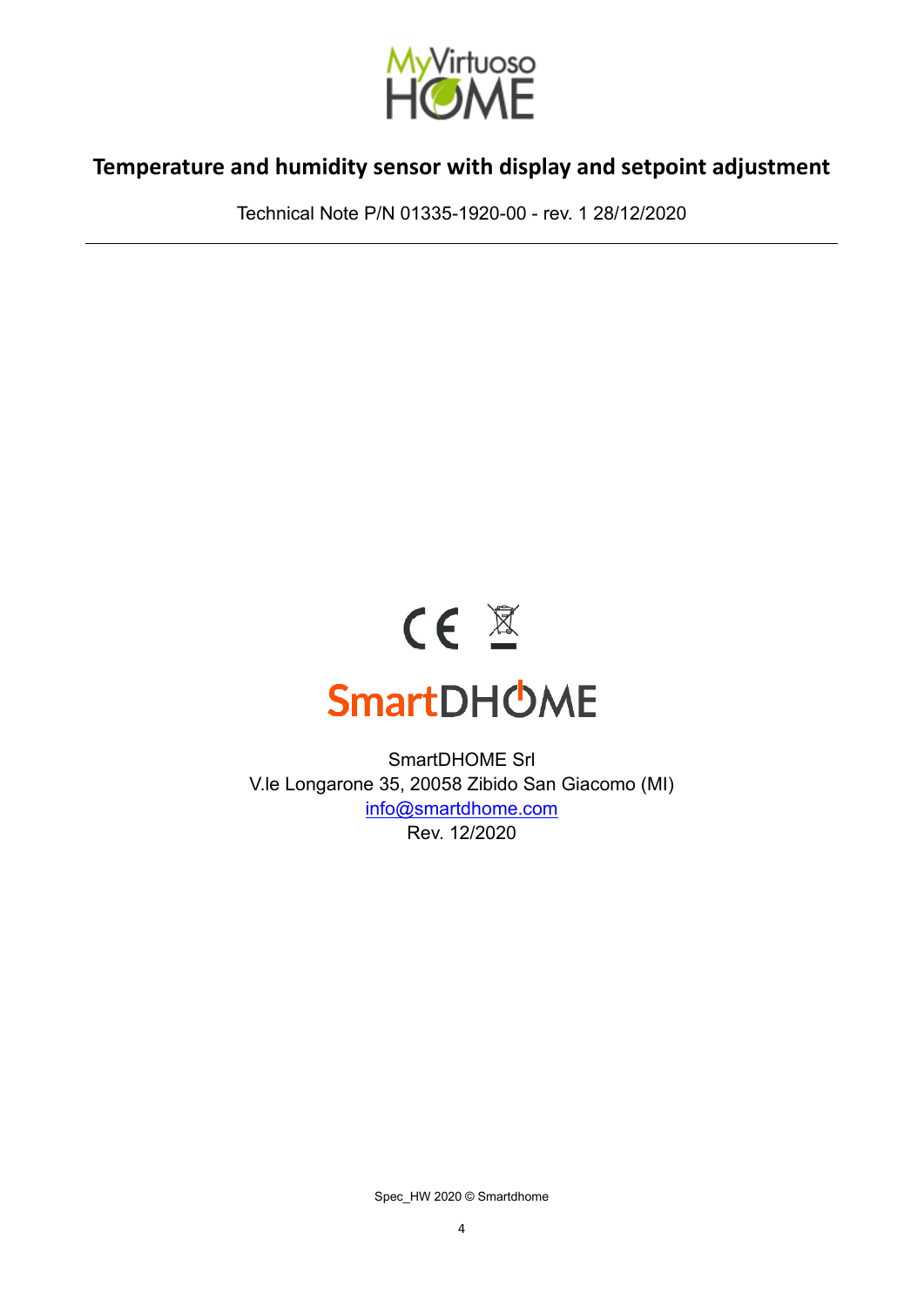MyVirtuoso HOME

# Temperature and humidity sensor with display and setpoint adjustment

Technical Note P/N 01335-1920-00 - rev. 1 28/12/2020

SmartDHOME

SmartDHOME Srl
V.le Longarone 35, 20058 Zibido San Giacomo (MI)
info@smartdhome.com
Rev. 12/2020